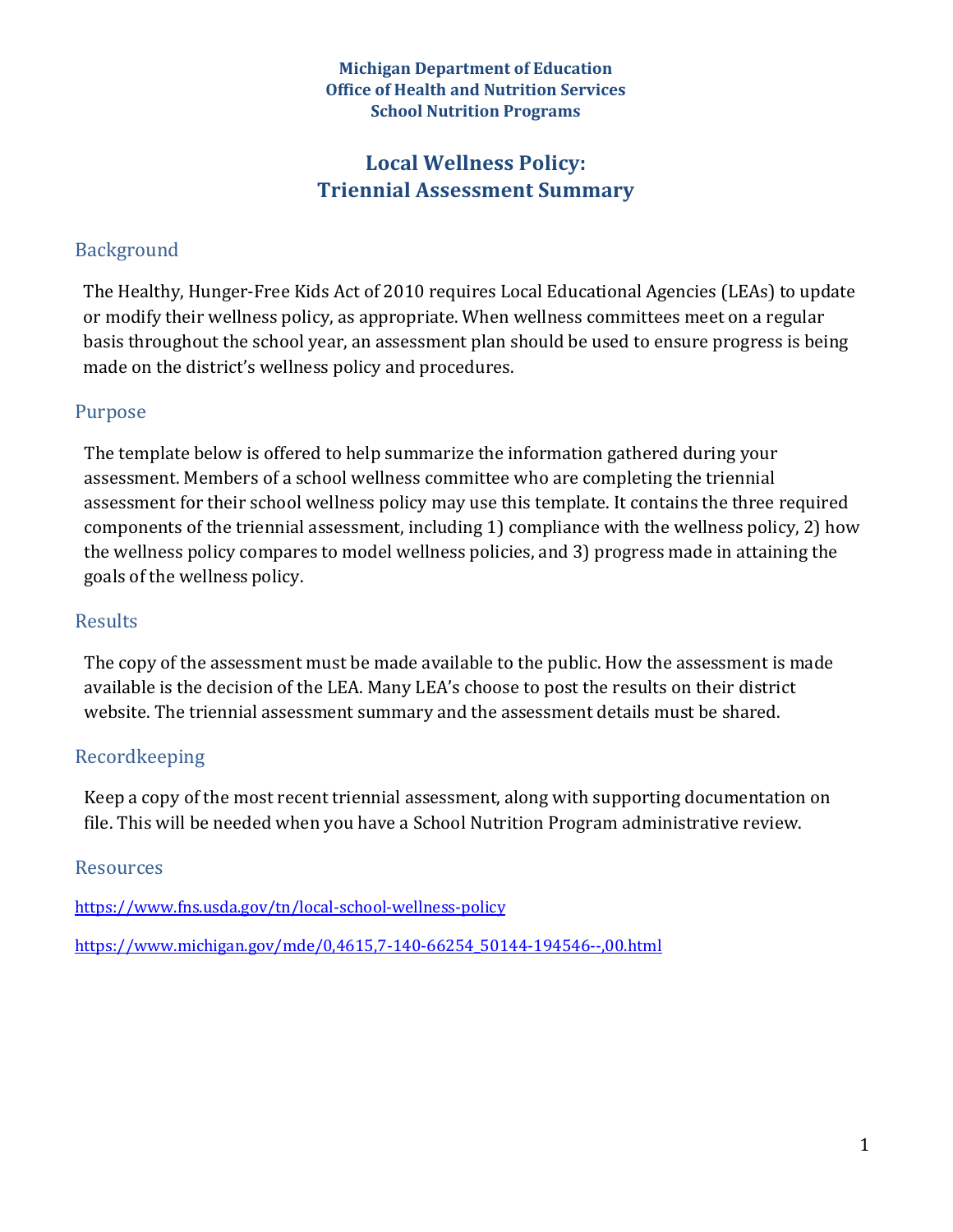**Michigan Department of Education**
**Office of Health and Nutrition Services**
**School Nutrition Programs**

# Local Wellness Policy: Triennial Assessment Summary

## Background

The Healthy, Hunger-Free Kids Act of 2010 requires Local Educational Agencies (LEAs) to update or modify their wellness policy, as appropriate. When wellness committees meet on a regular basis throughout the school year, an assessment plan should be used to ensure progress is being made on the district's wellness policy and procedures.

## Purpose

The template below is offered to help summarize the information gathered during your assessment. Members of a school wellness committee who are completing the triennial assessment for their school wellness policy may use this template. It contains the three required components of the triennial assessment, including 1) compliance with the wellness policy, 2) how the wellness policy compares to model wellness policies, and 3) progress made in attaining the goals of the wellness policy.

## Results

The copy of the assessment must be made available to the public. How the assessment is made available is the decision of the LEA. Many LEA's choose to post the results on their district website. The triennial assessment summary and the assessment details must be shared.

## Recordkeeping

Keep a copy of the most recent triennial assessment, along with supporting documentation on file. This will be needed when you have a School Nutrition Program administrative review.

## Resources

https://www.fns.usda.gov/tn/local-school-wellness-policy

https://www.michigan.gov/mde/0,4615,7-140-66254_50144-194546--,00.html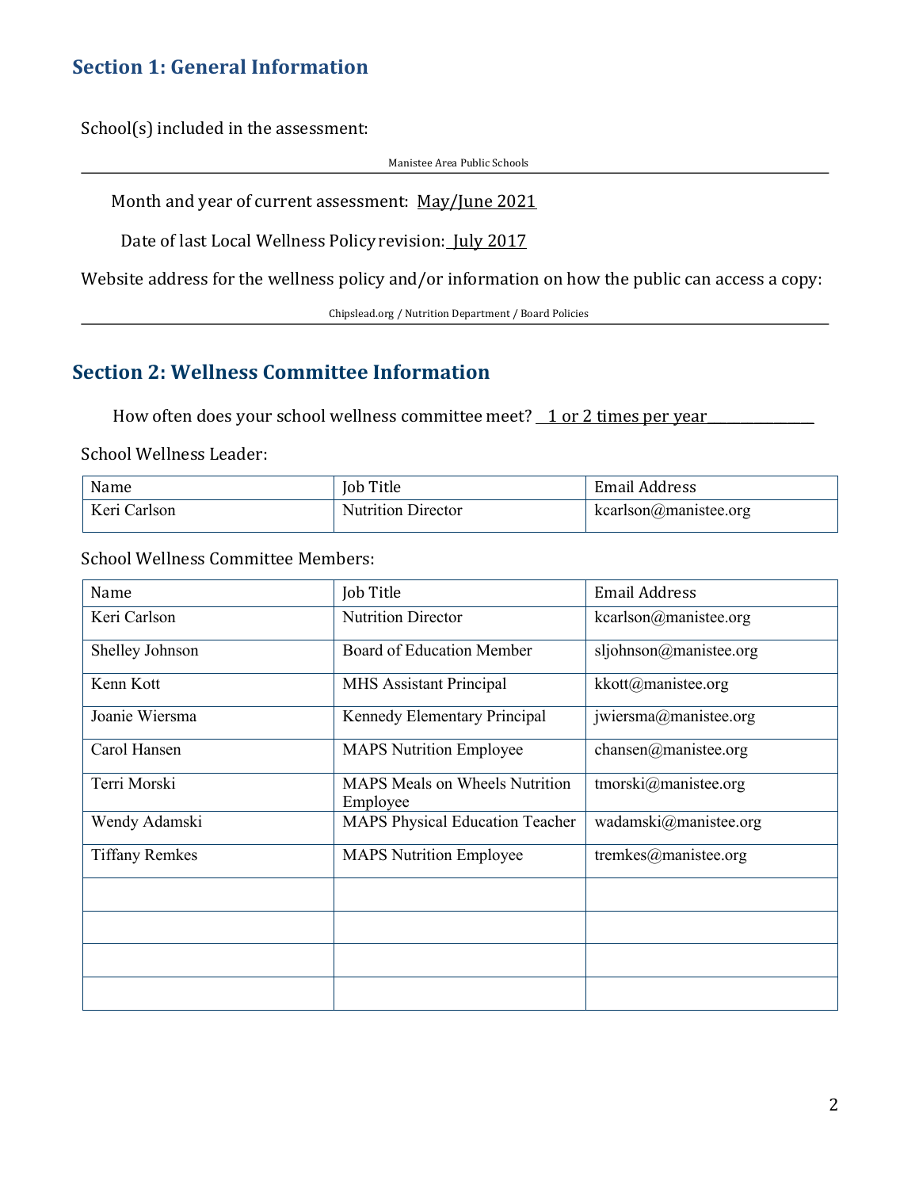## Section 1: General Information

School(s) included in the assessment:

Manistee Area Public Schools

Month and year of current assessment: May/June 2021

Date of last Local Wellness Policy revision: July 2017

Website address for the wellness policy and/or information on how the public can access a copy:

Chipslead.org / Nutrition Department / Board Policies

## Section 2: Wellness Committee Information

How often does your school wellness committee meet? 1 or 2 times per year

School Wellness Leader:

| Name | Job Title | Email Address |
|---|---|---|
| Keri Carlson | Nutrition Director | kcarlson@manistee.org |

School Wellness Committee Members:

| Name | Job Title | Email Address |
|---|---|---|
| Keri Carlson | Nutrition Director | kcarlson@manistee.org |
| Shelley Johnson | Board of Education Member | sljohnson@manistee.org |
| Kenn Kott | MHS Assistant Principal | kkott@manistee.org |
| Joanie Wiersma | Kennedy Elementary Principal | jwiersma@manistee.org |
| Carol Hansen | MAPS Nutrition Employee | chansen@manistee.org |
| Terri Morski | MAPS Meals on Wheels Nutrition Employee | tmorski@manistee.org |
| Wendy Adamski | MAPS Physical Education Teacher | wadamski@manistee.org |
| Tiffany Remkes | MAPS Nutrition Employee | tremkes@manistee.org |
| | | |
| | | |
| | | |
| | | |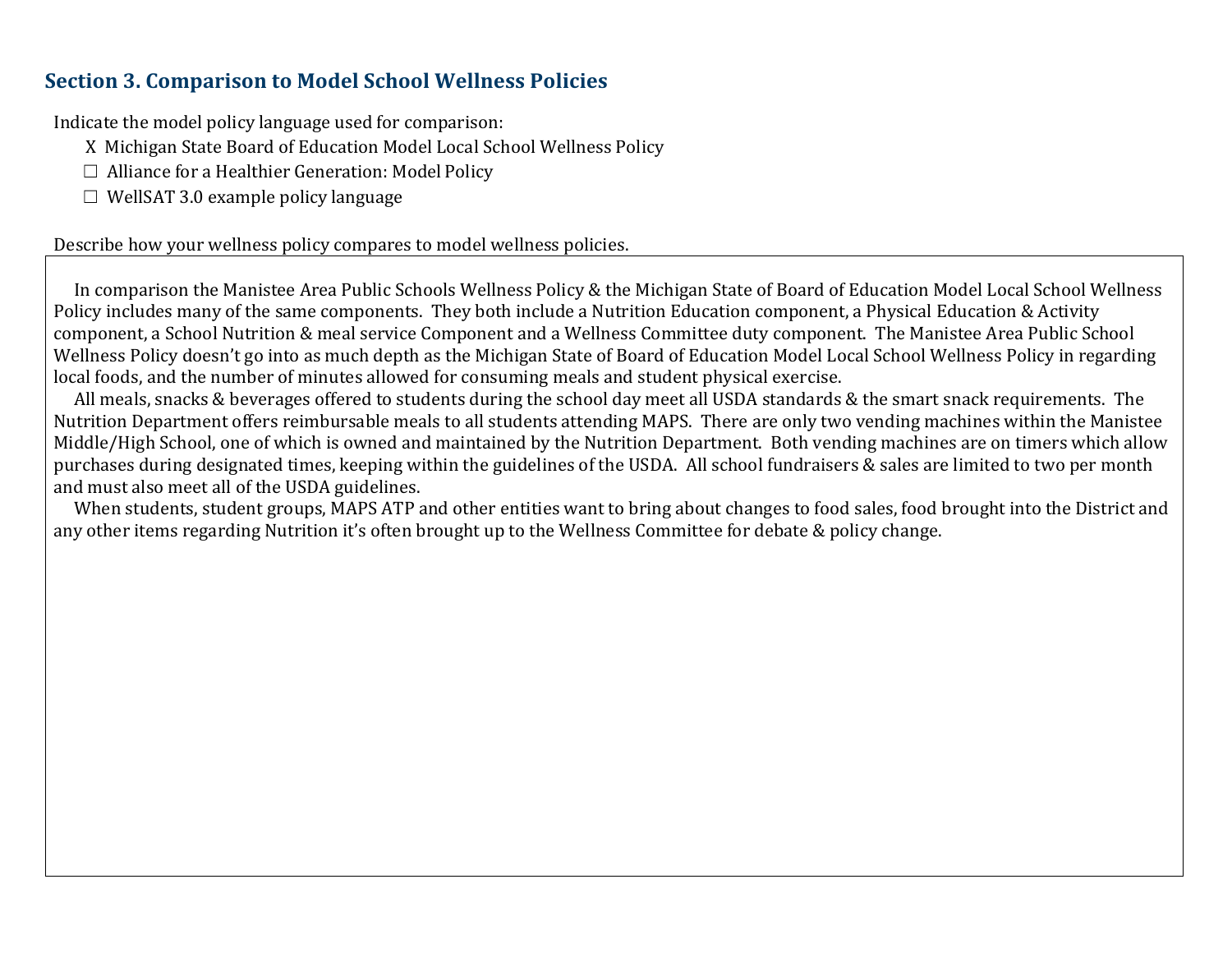## Section 3. Comparison to Model School Wellness Policies

Indicate the model policy language used for comparison:

- X Michigan State Board of Education Model Local School Wellness Policy
- ☐ Alliance for a Healthier Generation: Model Policy
- ☐ WellSAT 3.0 example policy language

Describe how your wellness policy compares to model wellness policies.

In comparison the Manistee Area Public Schools Wellness Policy & the Michigan State of Board of Education Model Local School Wellness Policy includes many of the same components. They both include a Nutrition Education component, a Physical Education & Activity component, a School Nutrition & meal service Component and a Wellness Committee duty component. The Manistee Area Public School Wellness Policy doesn't go into as much depth as the Michigan State of Board of Education Model Local School Wellness Policy in regarding local foods, and the number of minutes allowed for consuming meals and student physical exercise.

All meals, snacks & beverages offered to students during the school day meet all USDA standards & the smart snack requirements. The Nutrition Department offers reimbursable meals to all students attending MAPS. There are only two vending machines within the Manistee Middle/High School, one of which is owned and maintained by the Nutrition Department. Both vending machines are on timers which allow purchases during designated times, keeping within the guidelines of the USDA. All school fundraisers & sales are limited to two per month and must also meet all of the USDA guidelines.

When students, student groups, MAPS ATP and other entities want to bring about changes to food sales, food brought into the District and any other items regarding Nutrition it's often brought up to the Wellness Committee for debate & policy change.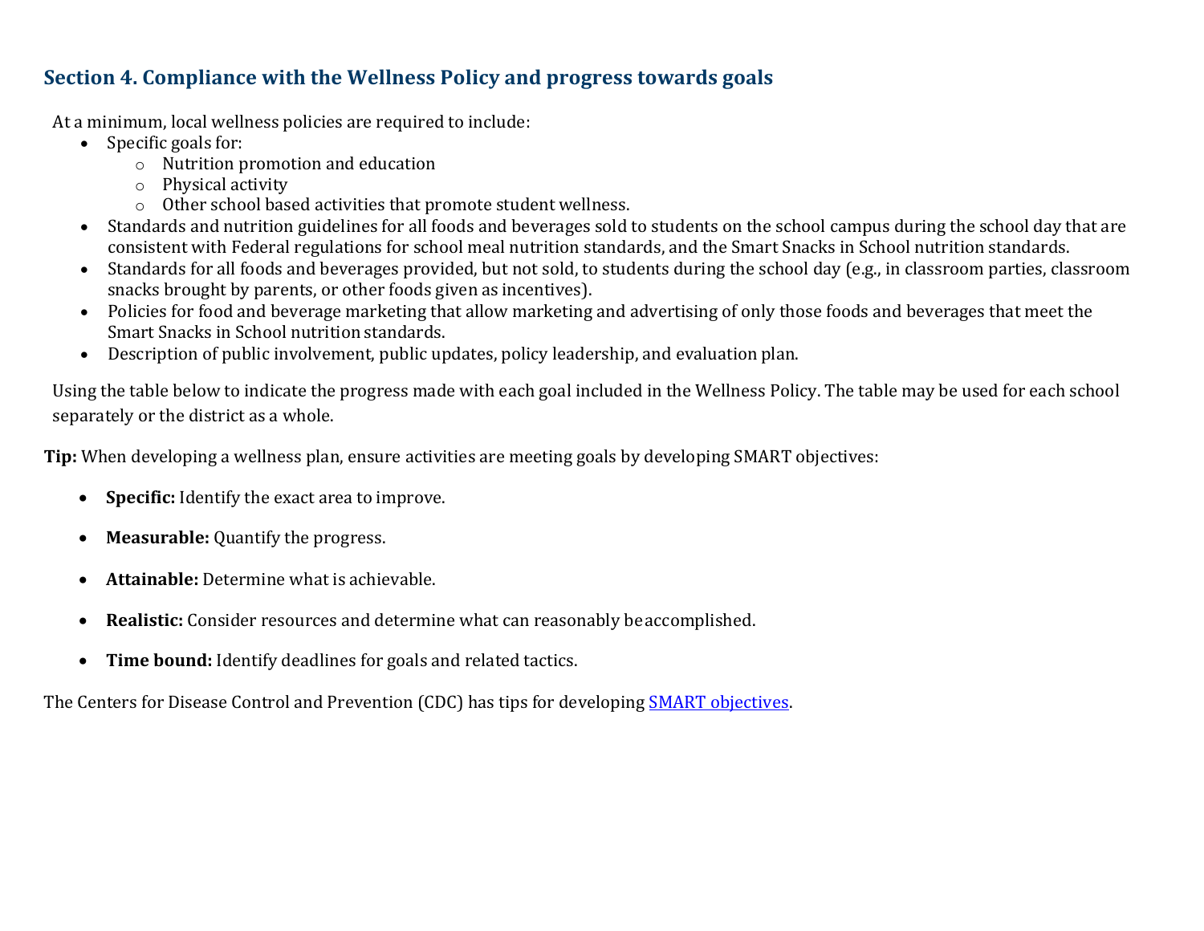## Section 4. Compliance with the Wellness Policy and progress towards goals

At a minimum, local wellness policies are required to include:

- Specific goals for:
  - Nutrition promotion and education
  - Physical activity
  - Other school based activities that promote student wellness.
- Standards and nutrition guidelines for all foods and beverages sold to students on the school campus during the school day that are consistent with Federal regulations for school meal nutrition standards, and the Smart Snacks in School nutrition standards.
- Standards for all foods and beverages provided, but not sold, to students during the school day (e.g., in classroom parties, classroom snacks brought by parents, or other foods given as incentives).
- Policies for food and beverage marketing that allow marketing and advertising of only those foods and beverages that meet the Smart Snacks in School nutrition standards.
- Description of public involvement, public updates, policy leadership, and evaluation plan.

Using the table below to indicate the progress made with each goal included in the Wellness Policy. The table may be used for each school separately or the district as a whole.

**Tip:** When developing a wellness plan, ensure activities are meeting goals by developing SMART objectives:

- **Specific:** Identify the exact area to improve.
- **Measurable:** Quantify the progress.
- **Attainable:** Determine what is achievable.
- **Realistic:** Consider resources and determine what can reasonably be accomplished.
- **Time bound:** Identify deadlines for goals and related tactics.

The Centers for Disease Control and Prevention (CDC) has tips for developing SMART objectives.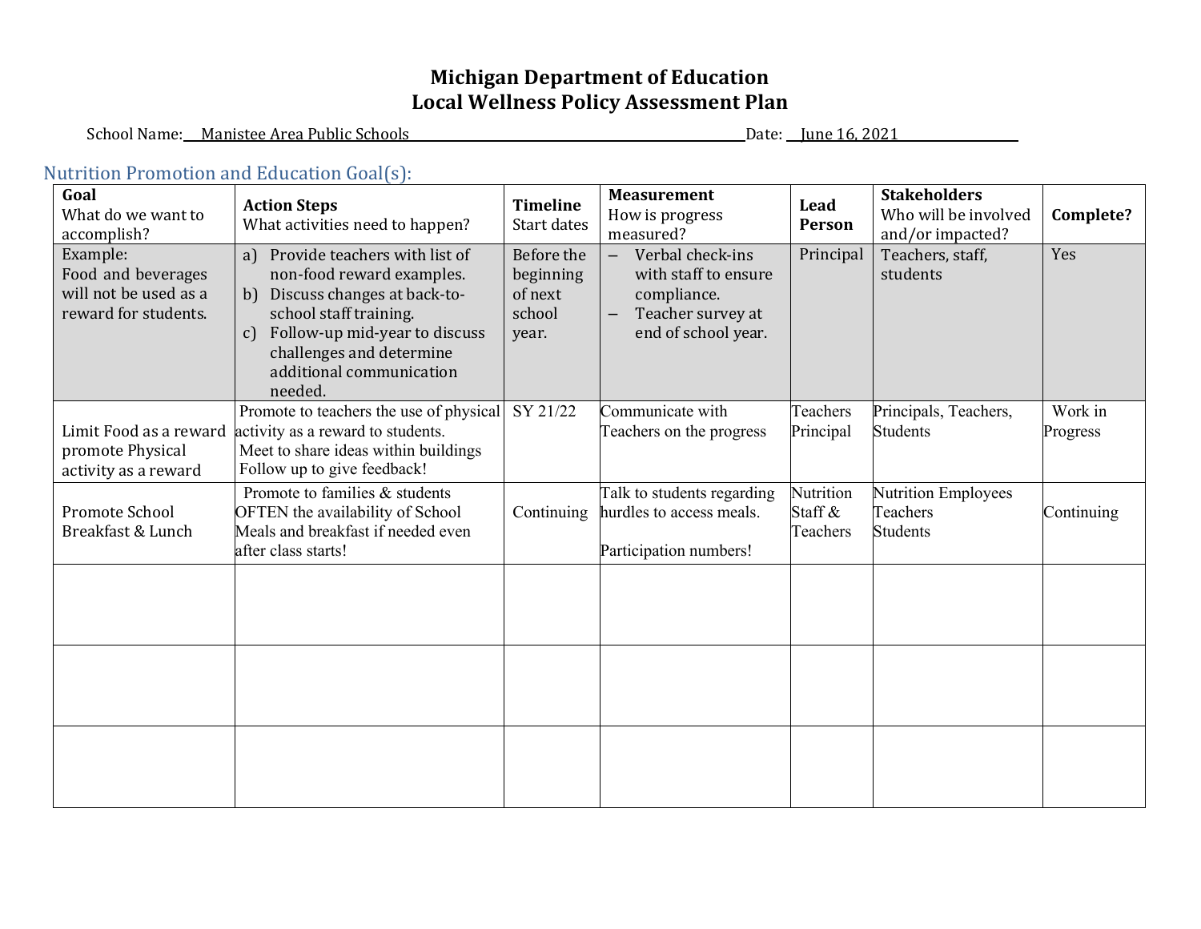# Michigan Department of Education
# Local Wellness Policy Assessment Plan

School Name: Manistee Area Public Schools Date: June 16, 2021

## Nutrition Promotion and Education Goal(s):

| **Goal** What do we want to accomplish? | **Action Steps** What activities need to happen? | **Timeline** Start dates | **Measurement** How is progress measured? | **Lead Person** | **Stakeholders** Who will be involved and/or impacted? | **Complete?** |
|---|---|---|---|---|---|---|
| Example: Food and beverages will not be used as a reward for students. | a) Provide teachers with list of non-food reward examples. b) Discuss changes at back-to-school staff training. c) Follow-up mid-year to discuss challenges and determine additional communication needed. | Before the beginning of next school year. | – Verbal check-ins with staff to ensure compliance. – Teacher survey at end of school year. | Principal | Teachers, staff, students | Yes |
| Limit Food as a reward promote Physical activity as a reward | Promote to teachers the use of physical activity as a reward to students. Meet to share ideas within buildings Follow up to give feedback! | SY 21/22 | Communicate with Teachers on the progress | Teachers Principal | Principals, Teachers, Students | Work in Progress |
| Promote School Breakfast & Lunch | Promote to families & students OFTEN the availability of School Meals and breakfast if needed even after class starts! | Continuing | Talk to students regarding hurdles to access meals. Participation numbers! | Nutrition Staff & Teachers | Nutrition Employees Teachers Students | Continuing |
| | | | | | | |
| | | | | | | |
| | | | | | | |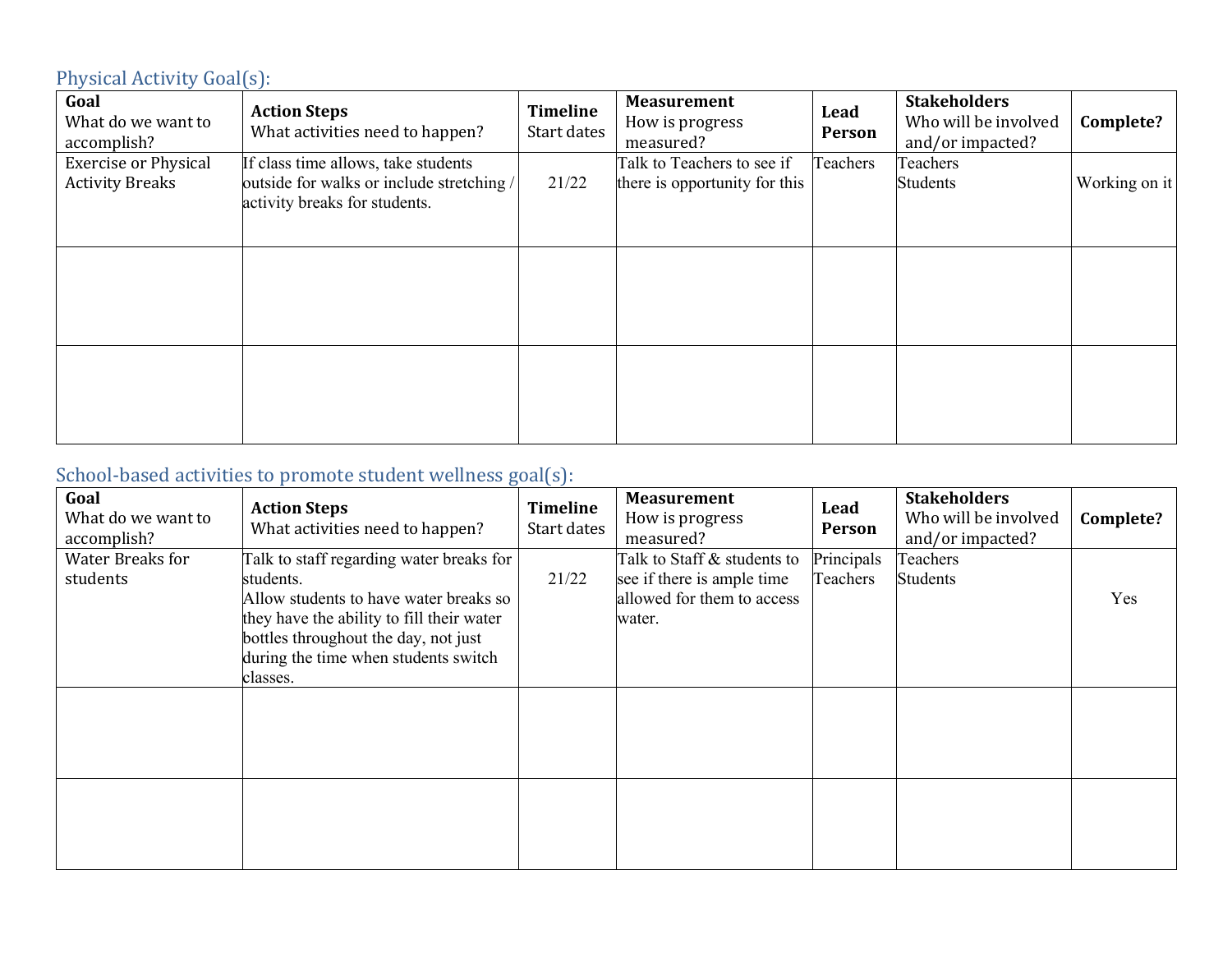## Physical Activity Goal(s):

| **Goal**<br>What do we want to accomplish? | **Action Steps**<br>What activities need to happen? | **Timeline**<br>Start dates | **Measurement**<br>How is progress measured? | **Lead Person** | **Stakeholders**<br>Who will be involved and/or impacted? | **Complete?** |
|---|---|---|---|---|---|---|
| Exercise or Physical Activity Breaks | If class time allows, take students outside for walks or include stretching / activity breaks for students. | 21/22 | Talk to Teachers to see if there is opportunity for this | Teachers | Teachers<br>Students | Working on it |
| | | | | | | |
| | | | | | | |

## School-based activities to promote student wellness goal(s):

| **Goal**<br>What do we want to accomplish? | **Action Steps**<br>What activities need to happen? | **Timeline**<br>Start dates | **Measurement**<br>How is progress measured? | **Lead Person** | **Stakeholders**<br>Who will be involved and/or impacted? | **Complete?** |
|---|---|---|---|---|---|---|
| Water Breaks for students | Talk to staff regarding water breaks for students.<br>Allow students to have water breaks so they have the ability to fill their water bottles throughout the day, not just during the time when students switch classes. | 21/22 | Talk to Staff & students to see if there is ample time allowed for them to access water. | Principals<br>Teachers | Teachers<br>Students | Yes |
| | | | | | | |
| | | | | | | |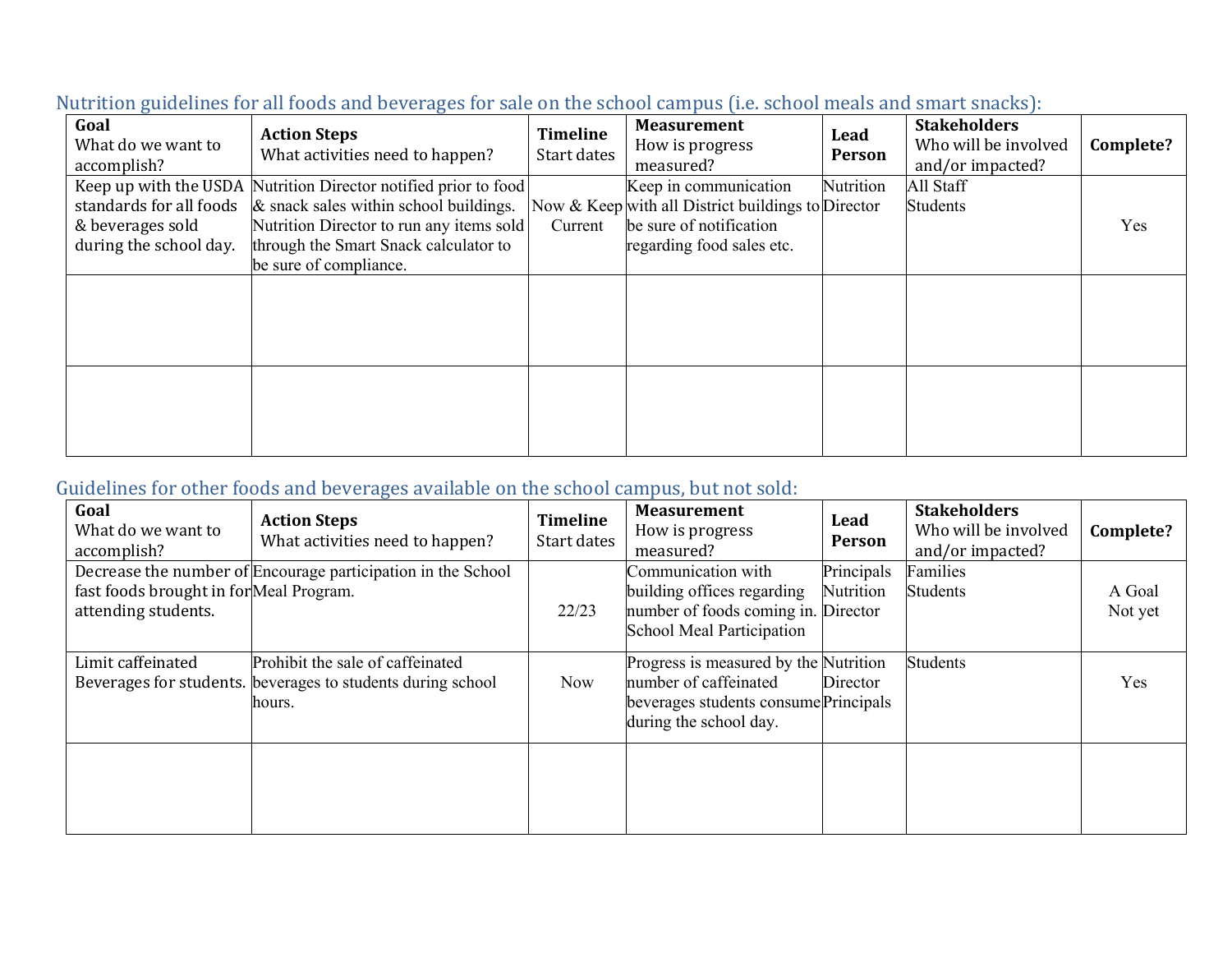Nutrition guidelines for all foods and beverages for sale on the school campus (i.e. school meals and smart snacks):

| **Goal** What do we want to accomplish? | **Action Steps** What activities need to happen? | **Timeline** Start dates | **Measurement** How is progress measured? | **Lead Person** | **Stakeholders** Who will be involved and/or impacted? | **Complete?** |
|---|---|---|---|---|---|---|
| Keep up with the USDA standards for all foods & beverages sold during the school day. | Nutrition Director notified prior to food & snack sales within school buildings. Nutrition Director to run any items sold through the Smart Snack calculator to be sure of compliance. | Now & Keep Current | Keep in communication with all District buildings to be sure of notification regarding food sales etc. | Nutrition Director | All Staff Students | Yes |
| | | | | | | |
| | | | | | | |

Guidelines for other foods and beverages available on the school campus, but not sold:

| **Goal** What do we want to accomplish? | **Action Steps** What activities need to happen? | **Timeline** Start dates | **Measurement** How is progress measured? | **Lead Person** | **Stakeholders** Who will be involved and/or impacted? | **Complete?** |
|---|---|---|---|---|---|---|
| Decrease the number of fast foods brought in for attending students. | Encourage participation in the School Meal Program. | 22/23 | Communication with building offices regarding number of foods coming in. School Meal Participation | Principals Nutrition Director | Families Students | A Goal Not yet |
| Limit caffeinated Beverages for students. | Prohibit the sale of caffeinated beverages to students during school hours. | Now | Progress is measured by the number of caffeinated beverages students consume during the school day. | Nutrition Director Principals | Students | Yes |
| | | | | | | |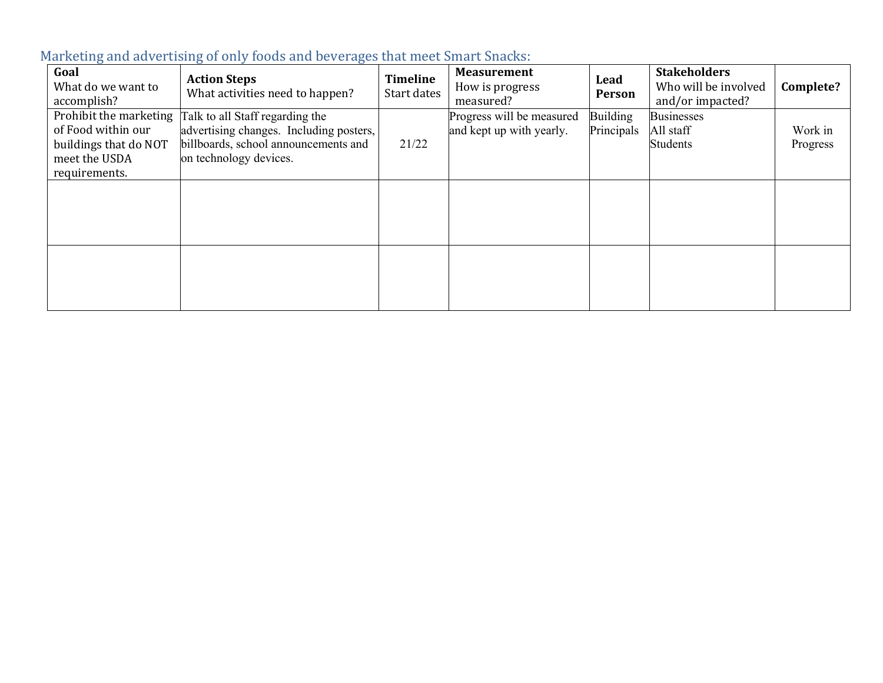## Marketing and advertising of only foods and beverages that meet Smart Snacks:

| **Goal** What do we want to accomplish? | **Action Steps** What activities need to happen? | **Timeline** Start dates | **Measurement** How is progress measured? | **Lead Person** | **Stakeholders** Who will be involved and/or impacted? | **Complete?** |
|---|---|---|---|---|---|---|
| Prohibit the marketing of Food within our buildings that do NOT meet the USDA requirements. | Talk to all Staff regarding the advertising changes. Including posters, billboards, school announcements and on technology devices. | 21/22 | Progress will be measured and kept up with yearly. | Building Principals | Businesses<br>All staff<br>Students | Work in Progress |
| | | | | | | |
| | | | | | | |